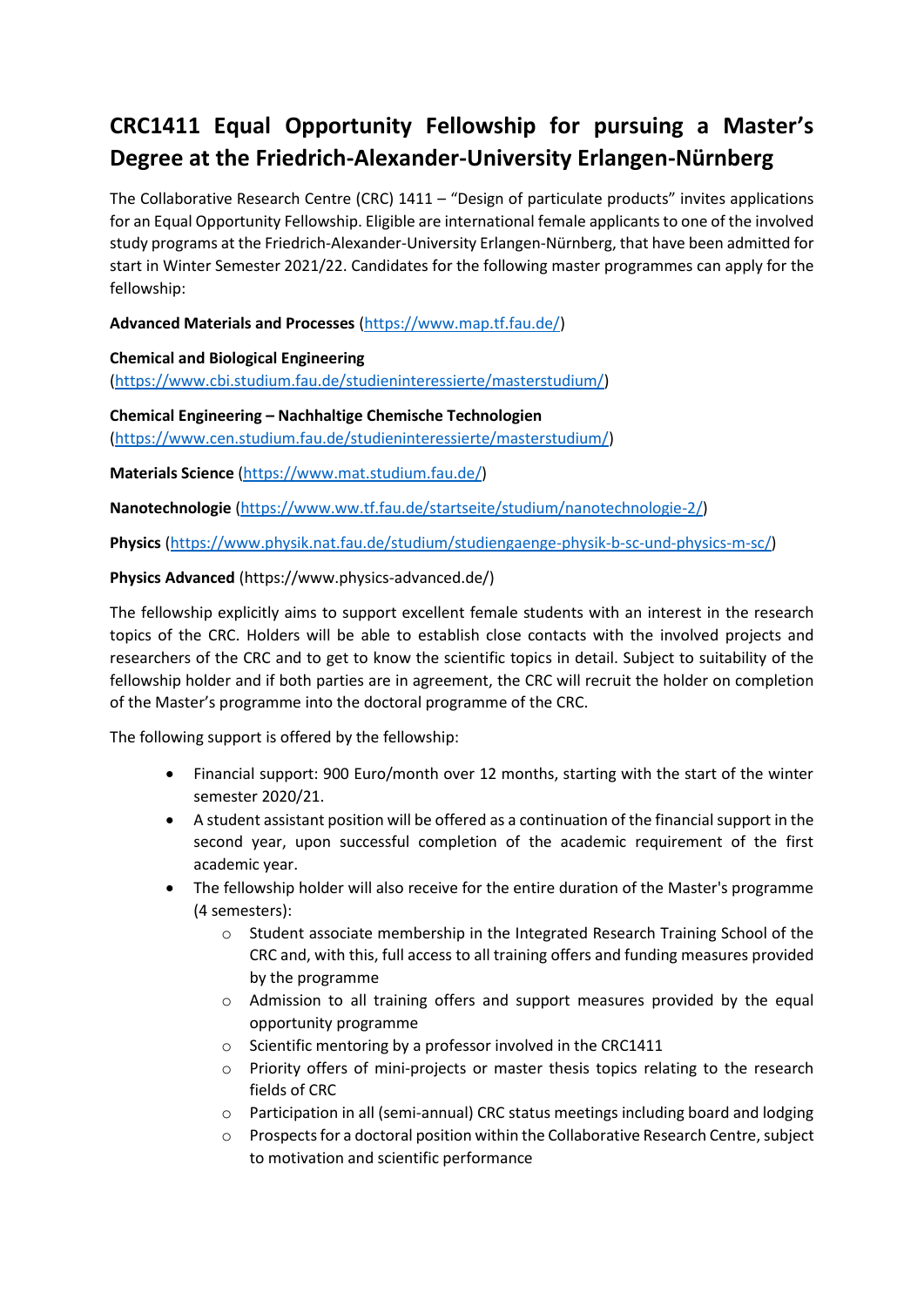# CRC1411 Equal Opportunity Fellowship for pursuing a Master's Degree at the Friedrich-Alexander-University Erlangen-Nürnberg

The Collaborative Research Centre (CRC) 1411 – "Design of particulate products" invites applications for an Equal Opportunity Fellowship. Eligible are international female applicants to one of the involved study programs at the Friedrich-Alexander-University Erlangen-Nürnberg, that have been admitted for start in Winter Semester 2021/22. Candidates for the following master programmes can apply for the fellowship:

**Advanced Materials and Processes** (https://www.map.tf.fau.de/)

**Chemical and Biological Engineering** (https://www.cbi.studium.fau.de/studieninteressierte/masterstudium/)

**Chemical Engineering – Nachhaltige Chemische Technologien** (https://www.cen.studium.fau.de/studieninteressierte/masterstudium/)

**Materials Science** (https://www.mat.studium.fau.de/)

**Nanotechnologie** (https://www.ww.tf.fau.de/startseite/studium/nanotechnologie-2/)

**Physics** (https://www.physik.nat.fau.de/studium/studiengaenge-physik-b-sc-und-physics-m-sc/)

**Physics Advanced** (https://www.physics-advanced.de/)

The fellowship explicitly aims to support excellent female students with an interest in the research topics of the CRC. Holders will be able to establish close contacts with the involved projects and researchers of the CRC and to get to know the scientific topics in detail. Subject to suitability of the fellowship holder and if both parties are in agreement, the CRC will recruit the holder on completion of the Master's programme into the doctoral programme of the CRC.

The following support is offered by the fellowship:

- Financial support: 900 Euro/month over 12 months, starting with the start of the winter semester 2020/21.
- A student assistant position will be offered as a continuation of the financial support in the second year, upon successful completion of the academic requirement of the first academic year.
- The fellowship holder will also receive for the entire duration of the Master's programme (4 semesters):
  - Student associate membership in the Integrated Research Training School of the CRC and, with this, full access to all training offers and funding measures provided by the programme
  - Admission to all training offers and support measures provided by the equal opportunity programme
  - Scientific mentoring by a professor involved in the CRC1411
  - Priority offers of mini-projects or master thesis topics relating to the research fields of CRC
  - Participation in all (semi-annual) CRC status meetings including board and lodging
  - Prospects for a doctoral position within the Collaborative Research Centre, subject to motivation and scientific performance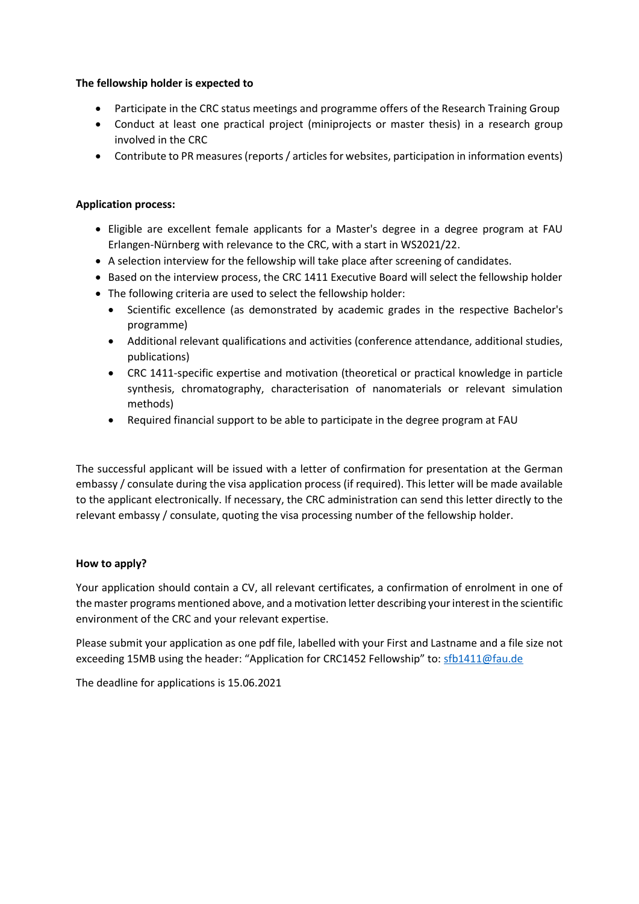**The fellowship holder is expected to**

- Participate in the CRC status meetings and programme offers of the Research Training Group
- Conduct at least one practical project (miniprojects or master thesis) in a research group involved in the CRC
- Contribute to PR measures (reports / articles for websites, participation in information events)

**Application process:**

- Eligible are excellent female applicants for a Master's degree in a degree program at FAU Erlangen-Nürnberg with relevance to the CRC, with a start in WS2021/22.
- A selection interview for the fellowship will take place after screening of candidates.
- Based on the interview process, the CRC 1411 Executive Board will select the fellowship holder
- The following criteria are used to select the fellowship holder:
  - Scientific excellence (as demonstrated by academic grades in the respective Bachelor's programme)
  - Additional relevant qualifications and activities (conference attendance, additional studies, publications)
  - CRC 1411-specific expertise and motivation (theoretical or practical knowledge in particle synthesis, chromatography, characterisation of nanomaterials or relevant simulation methods)
  - Required financial support to be able to participate in the degree program at FAU

The successful applicant will be issued with a letter of confirmation for presentation at the German embassy / consulate during the visa application process (if required). This letter will be made available to the applicant electronically. If necessary, the CRC administration can send this letter directly to the relevant embassy / consulate, quoting the visa processing number of the fellowship holder.

**How to apply?**

Your application should contain a CV, all relevant certificates, a confirmation of enrolment in one of the master programs mentioned above, and a motivation letter describing your interest in the scientific environment of the CRC and your relevant expertise.

Please submit your application as one pdf file, labelled with your First and Lastname and a file size not exceeding 15MB using the header: "Application for CRC1452 Fellowship" to: sfb1411@fau.de

The deadline for applications is 15.06.2021